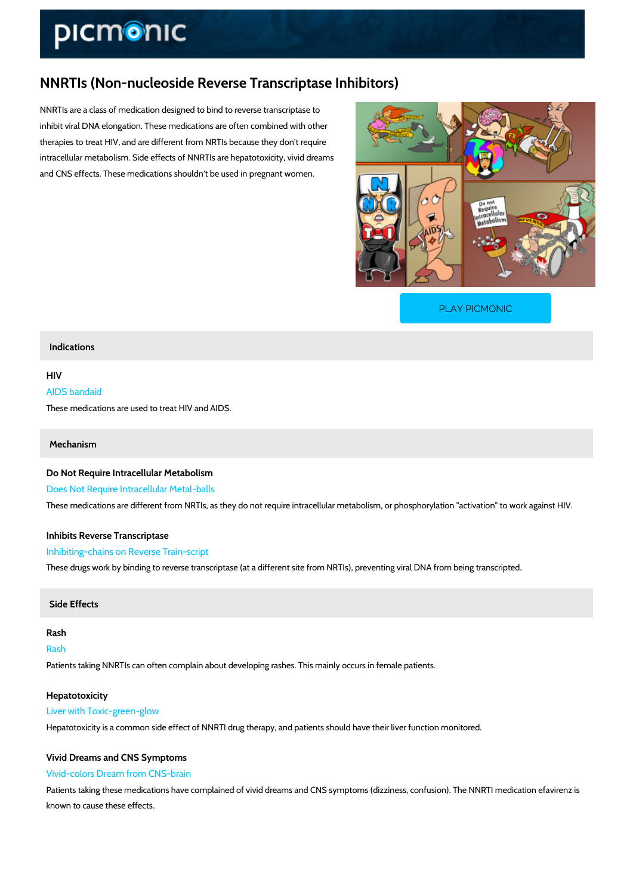# NNRTIs (Non-nucleoside Reverse Transcriptase Inhibitors)

NNRTIs are a class of medication designed to bind to reverse transcriptase to inhibit viral DNA elongation. These medications are often combined with other therapies to treat HIV, and are different from NRTIs because they don't require intracellular metabolism. Side effects of NNRTIs are hepatotoxicity, vivid dreams and CNS effects. These medications shouldn't be used in pregnant women.

PLAY PICMONIC

## Indications

### HIV

AIDS bandaid

These medications are used to treat HIV and AIDS.

## Mechanism

### Do Not Require Intracellular Metabolism

Does Not Require Intracellular Metal-balls

These medications are different from NRTIs, as they do not require intracellular metabolism, or phosphorylation "activation" to work against HIV.

### Inhibits Reverse Transcriptase

Inhibiting-chains on Reverse Train-script

These drugs work by binding to reverse transcriptase (at a different site from NRTIs), preventing viral DNA from being transcripted.

## Side Effects

### Rash

Rash

Patients taking NNRTIs can often complain about developing rashes. This mainly occurs in female patients.

### Hepatotoxicity

Liver with Toxic-green-glow

Hepatotoxicity is a common side effect of NNRTI drug therapy, and patients should have their liver function monitored.

### Vivid Dreams and CNS Symptoms

Vivid-colors Dream from CNS-brain

Patients taking these medications have complained of vivid dreams and CNS symptoms (dizziness, confusion). The NNRTI medication efavirenz is known to cause these effects.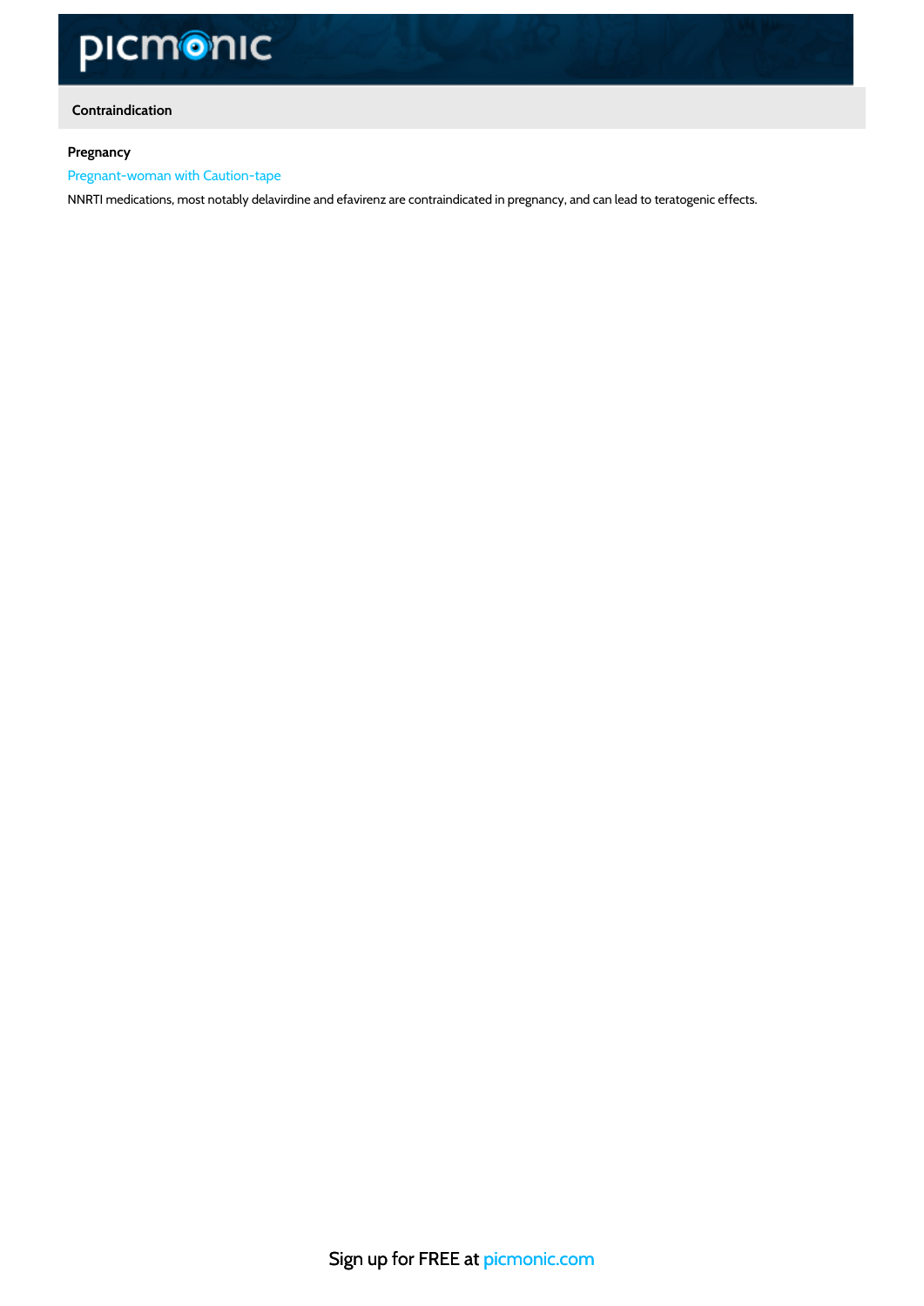## Contraindication

### Pregnancy

Pregnant-woman with Caution-tape

NNRTI medications, most notably delavirdine and efavirenz are contraindicated in pregnancy, and can lead to teratogenic effects.

Sign up for FREE at picmonic.com